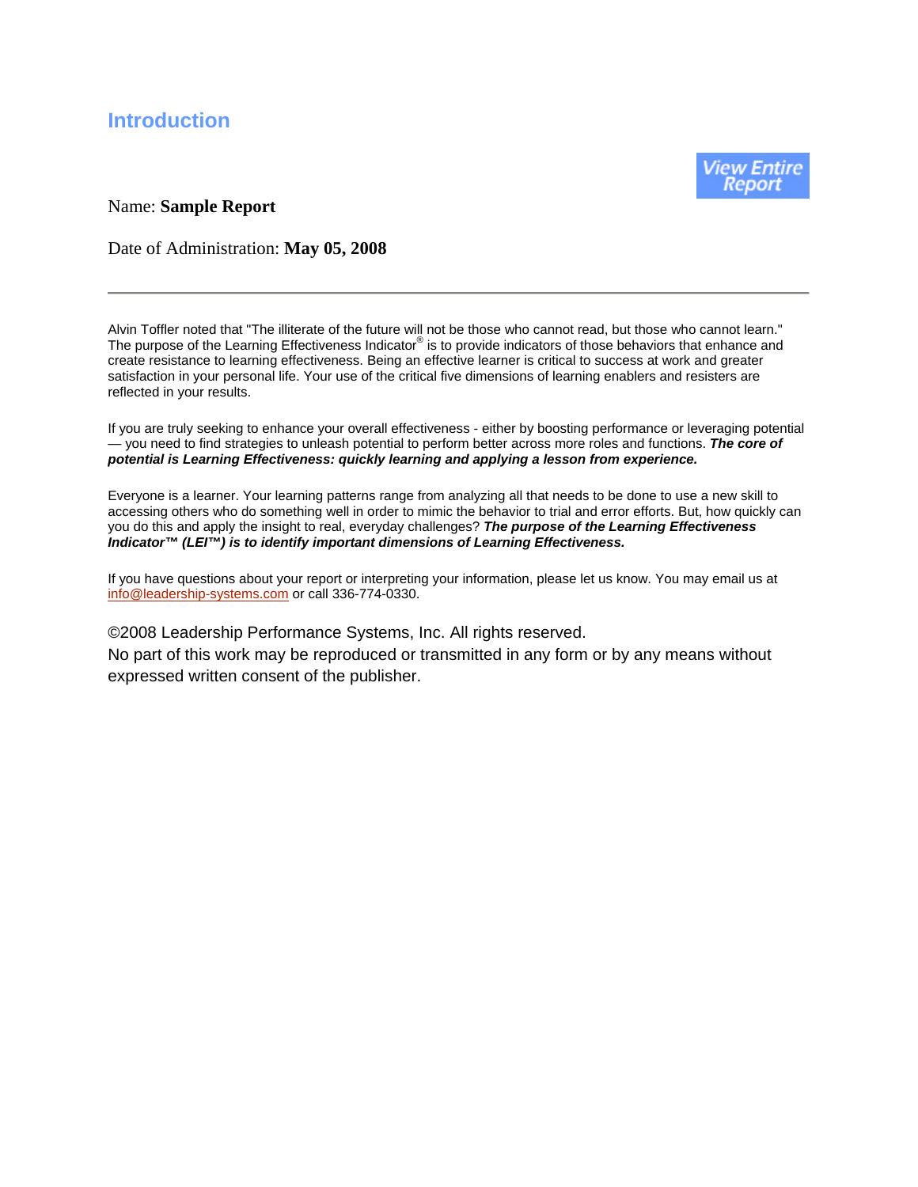## Introduction

View Entire Report

Name: **Sample Report**

Date of Administration: **May 05, 2008**

---

Alvin Toffler noted that "The illiterate of the future will not be those who cannot read, but those who cannot learn." The purpose of the Learning Effectiveness Indicator® is to provide indicators of those behaviors that enhance and create resistance to learning effectiveness. Being an effective learner is critical to success at work and greater satisfaction in your personal life. Your use of the critical five dimensions of learning enablers and resisters are reflected in your results.

If you are truly seeking to enhance your overall effectiveness - either by boosting performance or leveraging potential — you need to find strategies to unleash potential to perform better across more roles and functions. ***The core of potential is Learning Effectiveness: quickly learning and applying a lesson from experience.***

Everyone is a learner. Your learning patterns range from analyzing all that needs to be done to use a new skill to accessing others who do something well in order to mimic the behavior to trial and error efforts. But, how quickly can you do this and apply the insight to real, everyday challenges? ***The purpose of the Learning Effectiveness Indicator™ (LEI™) is to identify important dimensions of Learning Effectiveness.***

If you have questions about your report or interpreting your information, please let us know. You may email us at info@leadership-systems.com or call 336-774-0330.

©2008 Leadership Performance Systems, Inc. All rights reserved.
No part of this work may be reproduced or transmitted in any form or by any means without expressed written consent of the publisher.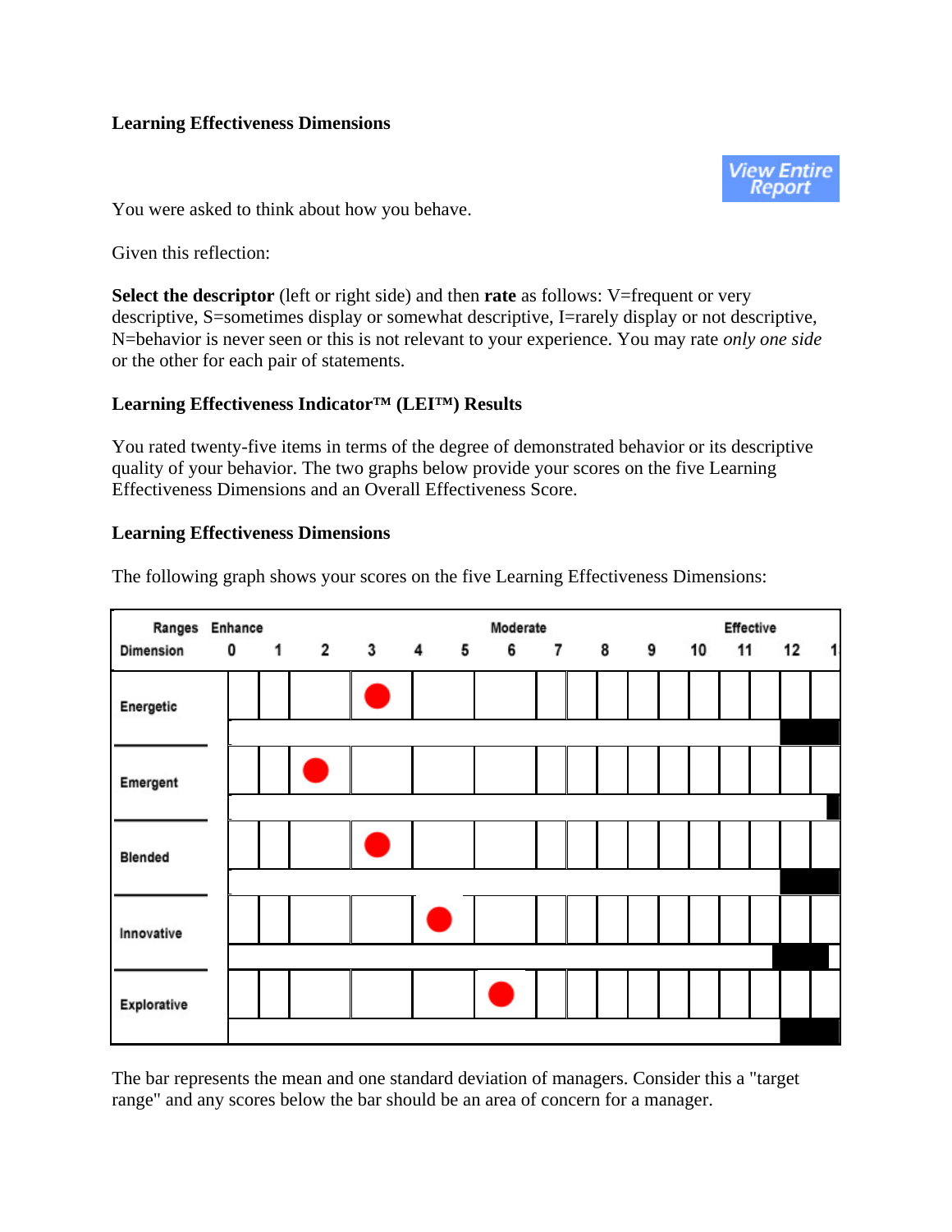**Learning Effectiveness Dimensions**

View Entire Report

You were asked to think about how you behave.

Given this reflection:

**Select the descriptor** (left or right side) and then **rate** as follows: V=frequent or very descriptive, S=sometimes display or somewhat descriptive, I=rarely display or not descriptive, N=behavior is never seen or this is not relevant to your experience. You may rate *only one side* or the other for each pair of statements.

**Learning Effectiveness Indicator™ (LEI™) Results**

You rated twenty-five items in terms of the degree of demonstrated behavior or its descriptive quality of your behavior. The two graphs below provide your scores on the five Learning Effectiveness Dimensions and an Overall Effectiveness Score.

**Learning Effectiveness Dimensions**

The following graph shows your scores on the five Learning Effectiveness Dimensions:

| Ranges | Enhance | | | | | | Moderate | | | | | Effective | | |
|---|---|---|---|---|---|---|---|---|---|---|---|---|---|---|
| Dimension | 0 | 1 | 2 | 3 | 4 | 5 | 6 | 7 | 8 | 9 | 10 | 11 | 12 | 1 |
| Energetic | | | | ● | | | | | | | | | | |
| Emergent | | | ● | | | | | | | | | | | |
| Blended | | | | ● | | | | | | | | | | |
| Innovative | | | | | ● | | | | | | | | | |
| Explorative | | | | | | | ● | | | | | | | |

The bar represents the mean and one standard deviation of managers. Consider this a "target range" and any scores below the bar should be an area of concern for a manager.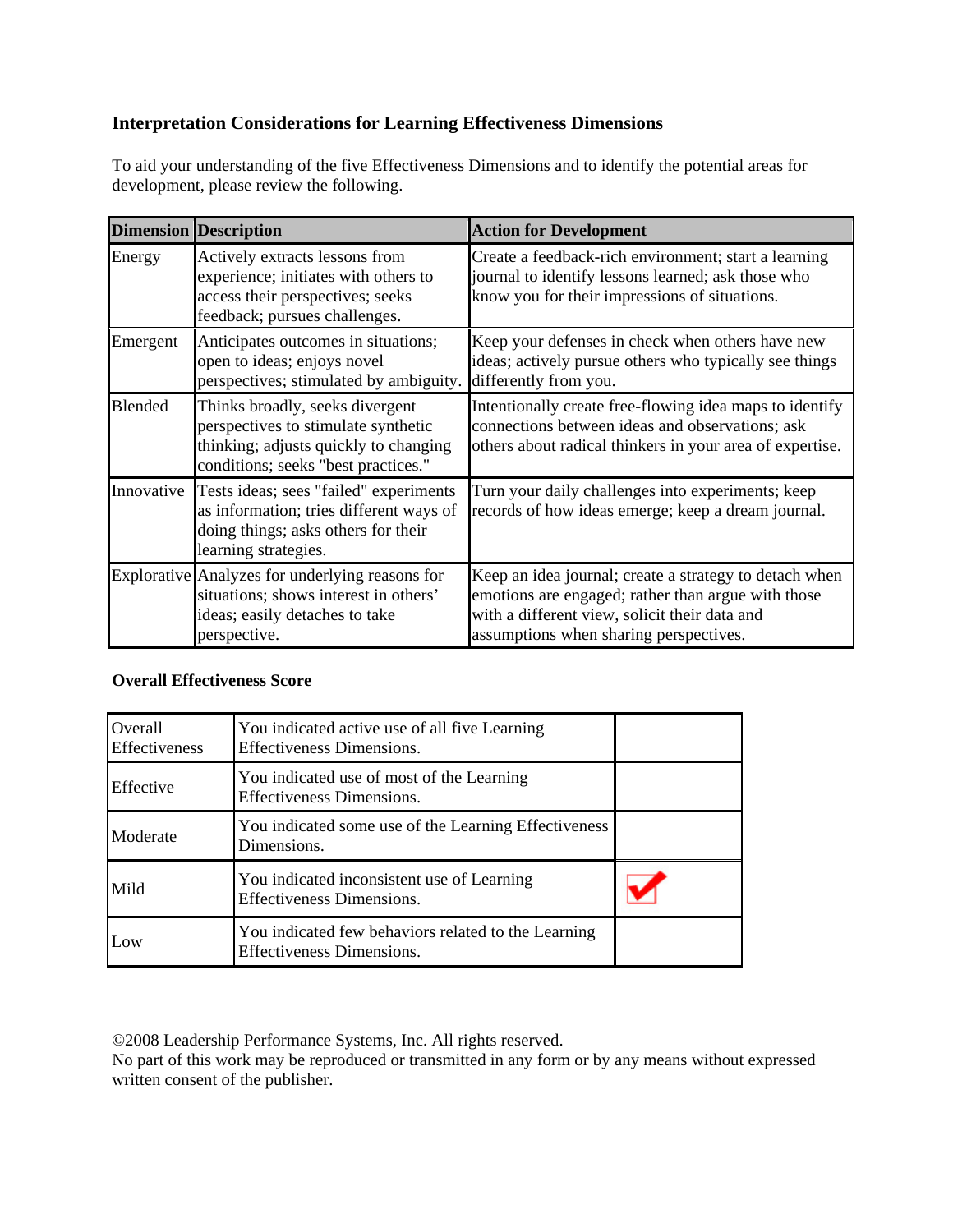### Interpretation Considerations for Learning Effectiveness Dimensions

To aid your understanding of the five Effectiveness Dimensions and to identify the potential areas for development, please review the following.

| Dimension | Description | Action for Development |
|---|---|---|
| Energy | Actively extracts lessons from experience; initiates with others to access their perspectives; seeks feedback; pursues challenges. | Create a feedback-rich environment; start a learning journal to identify lessons learned; ask those who know you for their impressions of situations. |
| Emergent | Anticipates outcomes in situations; open to ideas; enjoys novel perspectives; stimulated by ambiguity. | Keep your defenses in check when others have new ideas; actively pursue others who typically see things differently from you. |
| Blended | Thinks broadly, seeks divergent perspectives to stimulate synthetic thinking; adjusts quickly to changing conditions; seeks "best practices." | Intentionally create free-flowing idea maps to identify connections between ideas and observations; ask others about radical thinkers in your area of expertise. |
| Innovative | Tests ideas; sees "failed" experiments as information; tries different ways of doing things; asks others for their learning strategies. | Turn your daily challenges into experiments; keep records of how ideas emerge; keep a dream journal. |
| Explorative | Analyzes for underlying reasons for situations; shows interest in others' ideas; easily detaches to take perspective. | Keep an idea journal; create a strategy to detach when emotions are engaged; rather than argue with those with a different view, solicit their data and assumptions when sharing perspectives. |

**Overall Effectiveness Score**

| | | |
|---|---|---|
| Overall Effectiveness | You indicated active use of all five Learning Effectiveness Dimensions. | |
| Effective | You indicated use of most of the Learning Effectiveness Dimensions. | |
| Moderate | You indicated some use of the Learning Effectiveness Dimensions. | |
| Mild | You indicated inconsistent use of Learning Effectiveness Dimensions. | ✔ |
| Low | You indicated few behaviors related to the Learning Effectiveness Dimensions. | |

©2008 Leadership Performance Systems, Inc. All rights reserved.
No part of this work may be reproduced or transmitted in any form or by any means without expressed written consent of the publisher.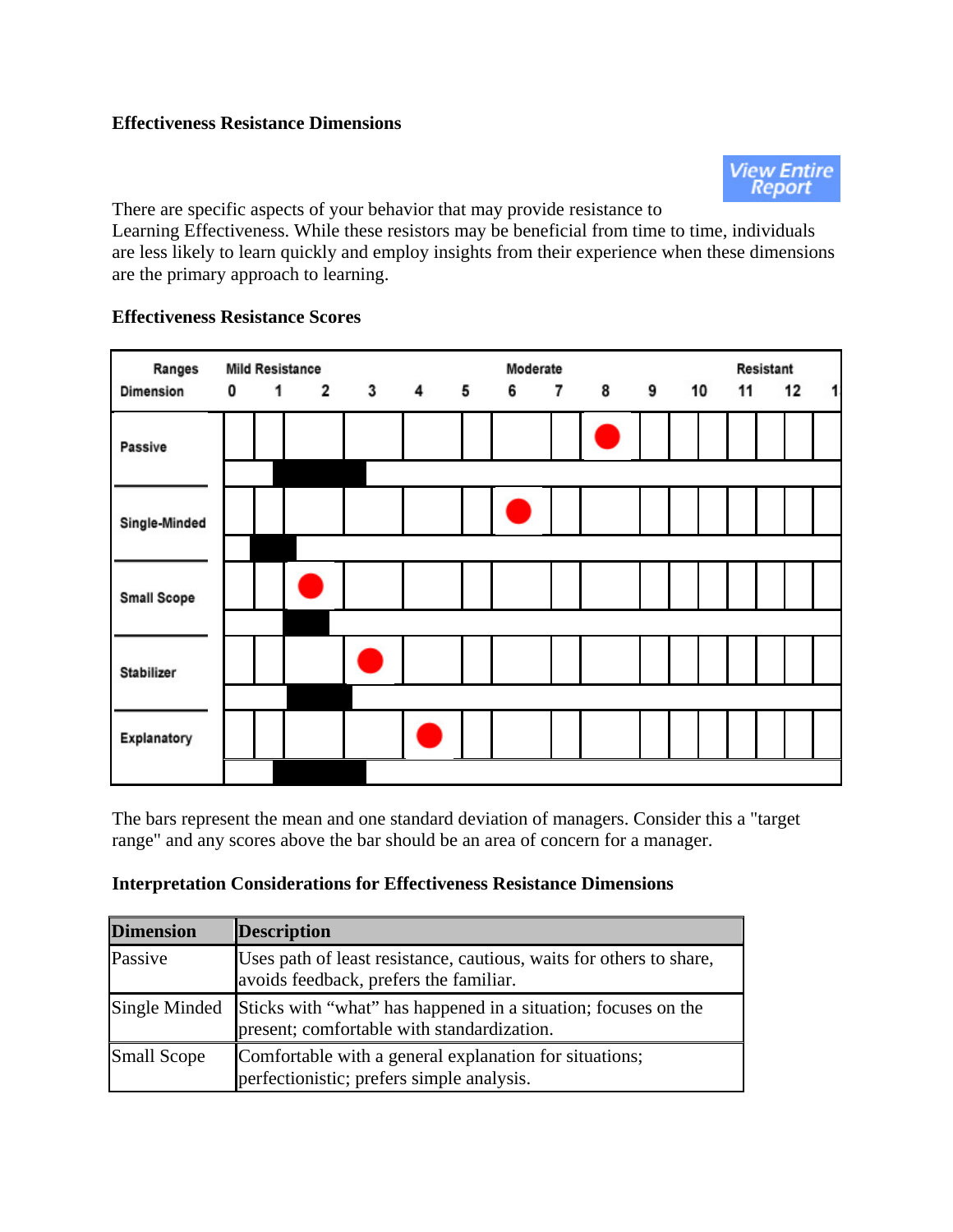### Effectiveness Resistance Dimensions

View Entire Report

There are specific aspects of your behavior that may provide resistance to Learning Effectiveness. While these resistors may be beneficial from time to time, individuals are less likely to learn quickly and employ insights from their experience when these dimensions are the primary approach to learning.

### Effectiveness Resistance Scores

| Ranges | Mild Resistance | | | | | | Moderate | | | | | Resistant | | |
|---|---|---|---|---|---|---|---|---|---|---|---|---|---|---|
| Dimension | 0 | 1 | 2 | 3 | 4 | 5 | 6 | 7 | 8 | 9 | 10 | 11 | 12 | 1 |
| Passive | | | | | | | | | ● | | | | | |
| Single-Minded | | | | | | | ● | | | | | | | |
| Small Scope | | | ● | | | | | | | | | | | |
| Stabilizer | | | | ● | | | | | | | | | | |
| Explanatory | | | | | ● | | | | | | | | | |

The bars represent the mean and one standard deviation of managers. Consider this a "target range" and any scores above the bar should be an area of concern for a manager.

### Interpretation Considerations for Effectiveness Resistance Dimensions

| Dimension | Description |
|---|---|
| Passive | Uses path of least resistance, cautious, waits for others to share, avoids feedback, prefers the familiar. |
| Single Minded | Sticks with “what” has happened in a situation; focuses on the present; comfortable with standardization. |
| Small Scope | Comfortable with a general explanation for situations; perfectionistic; prefers simple analysis. |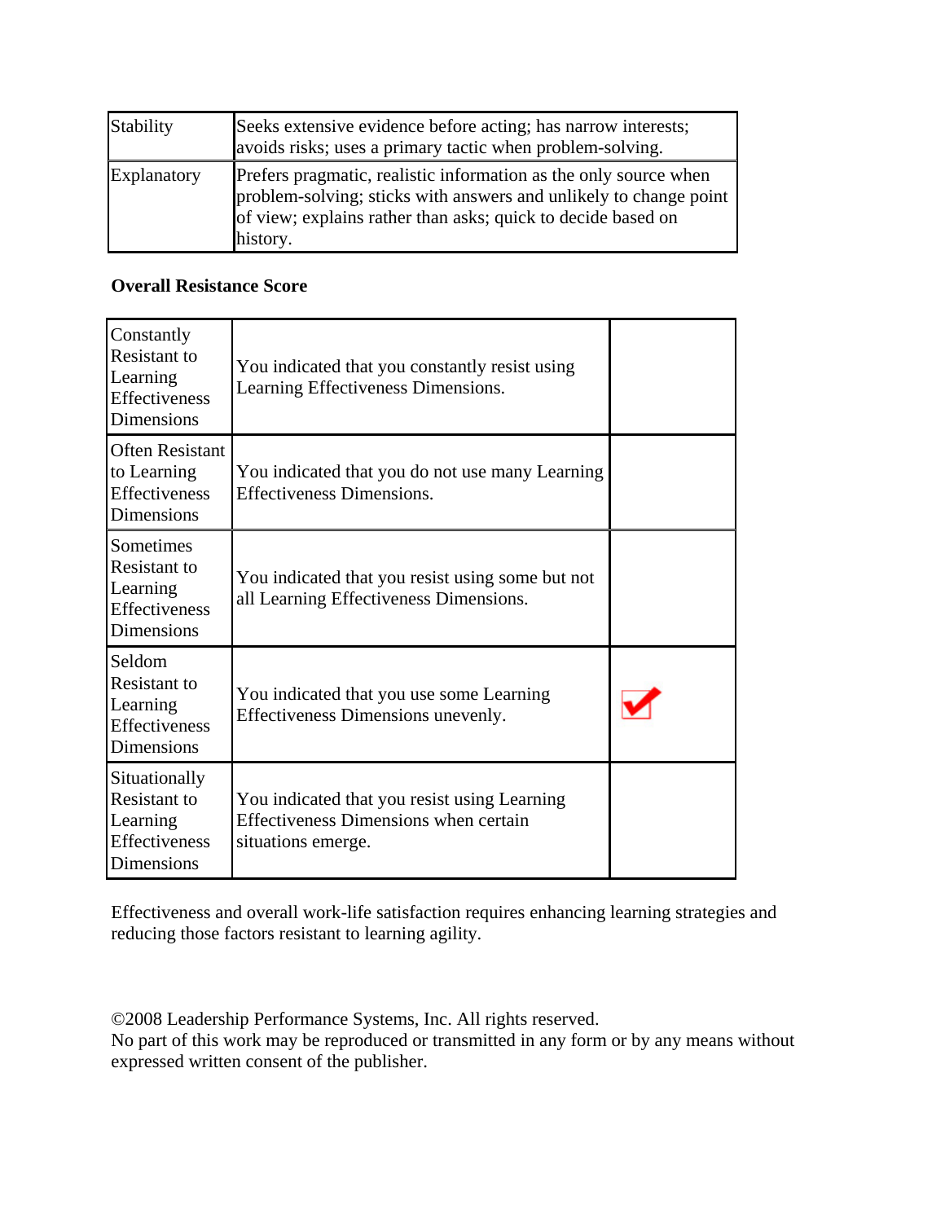| Stability | Seeks extensive evidence before acting; has narrow interests; avoids risks; uses a primary tactic when problem-solving. |
|---|---|
| Explanatory | Prefers pragmatic, realistic information as the only source when problem-solving; sticks with answers and unlikely to change point of view; explains rather than asks; quick to decide based on history. |

**Overall Resistance Score**

| | | |
|---|---|---|
| Constantly Resistant to Learning Effectiveness Dimensions | You indicated that you constantly resist using Learning Effectiveness Dimensions. | |
| Often Resistant to Learning Effectiveness Dimensions | You indicated that you do not use many Learning Effectiveness Dimensions. | |
| Sometimes Resistant to Learning Effectiveness Dimensions | You indicated that you resist using some but not all Learning Effectiveness Dimensions. | |
| Seldom Resistant to Learning Effectiveness Dimensions | You indicated that you use some Learning Effectiveness Dimensions unevenly. | ✔ |
| Situationally Resistant to Learning Effectiveness Dimensions | You indicated that you resist using Learning Effectiveness Dimensions when certain situations emerge. | |

Effectiveness and overall work-life satisfaction requires enhancing learning strategies and reducing those factors resistant to learning agility.

©2008 Leadership Performance Systems, Inc. All rights reserved.
No part of this work may be reproduced or transmitted in any form or by any means without expressed written consent of the publisher.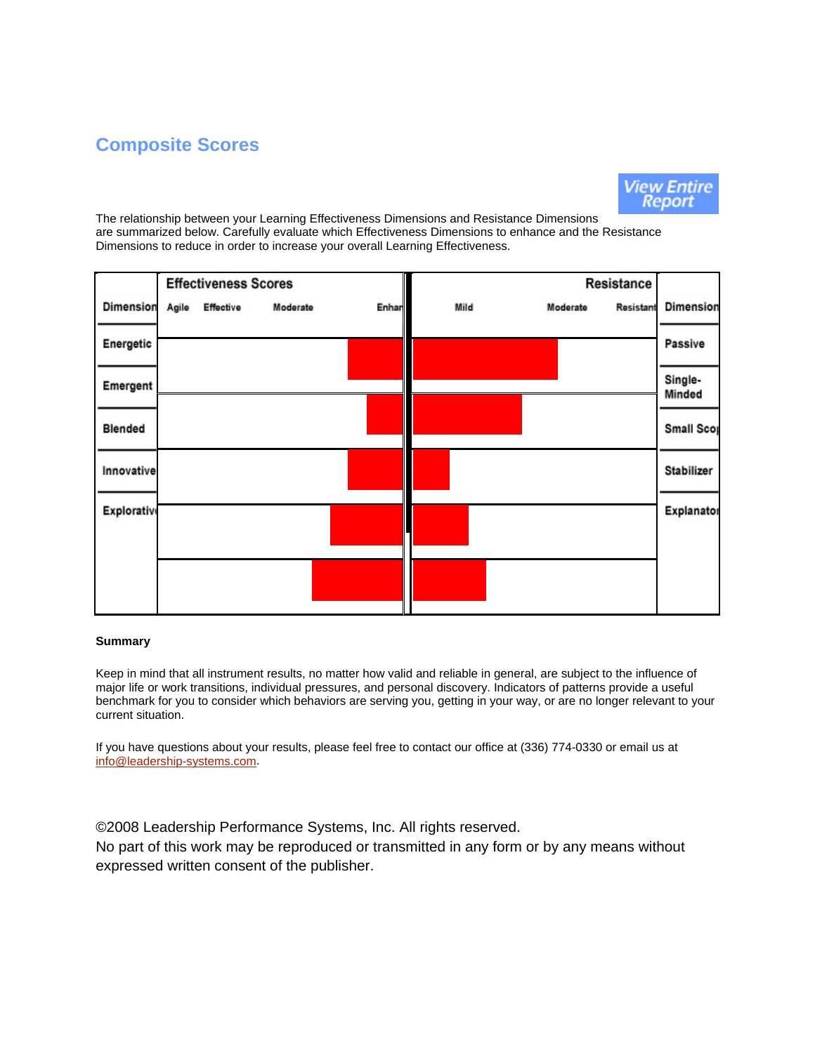## Composite Scores

View Entire Report

The relationship between your Learning Effectiveness Dimensions and Resistance Dimensions are summarized below. Carefully evaluate which Effectiveness Dimensions to enhance and the Resistance Dimensions to reduce in order to increase your overall Learning Effectiveness.

| Dimension | Effectiveness Scores: Agile | Effective | Moderate | Enhan | Resistance: Mild | Moderate | Resistant | Dimension |
|---|---|---|---|---|---|---|---|---|
| Energetic | | | | | | | | Passive |
| Emergent | | | | | | | | Single-Minded |
| Blended | | | | | | | | Small Scop |
| Innovative | | | | | | | | Stabilizer |
| Explorativ | | | | | | | | Explanator |

**Summary**

Keep in mind that all instrument results, no matter how valid and reliable in general, are subject to the influence of major life or work transitions, individual pressures, and personal discovery. Indicators of patterns provide a useful benchmark for you to consider which behaviors are serving you, getting in your way, or are no longer relevant to your current situation.

If you have questions about your results, please feel free to contact our office at (336) 774-0330 or email us at info@leadership-systems.com.

©2008 Leadership Performance Systems, Inc. All rights reserved.
No part of this work may be reproduced or transmitted in any form or by any means without expressed written consent of the publisher.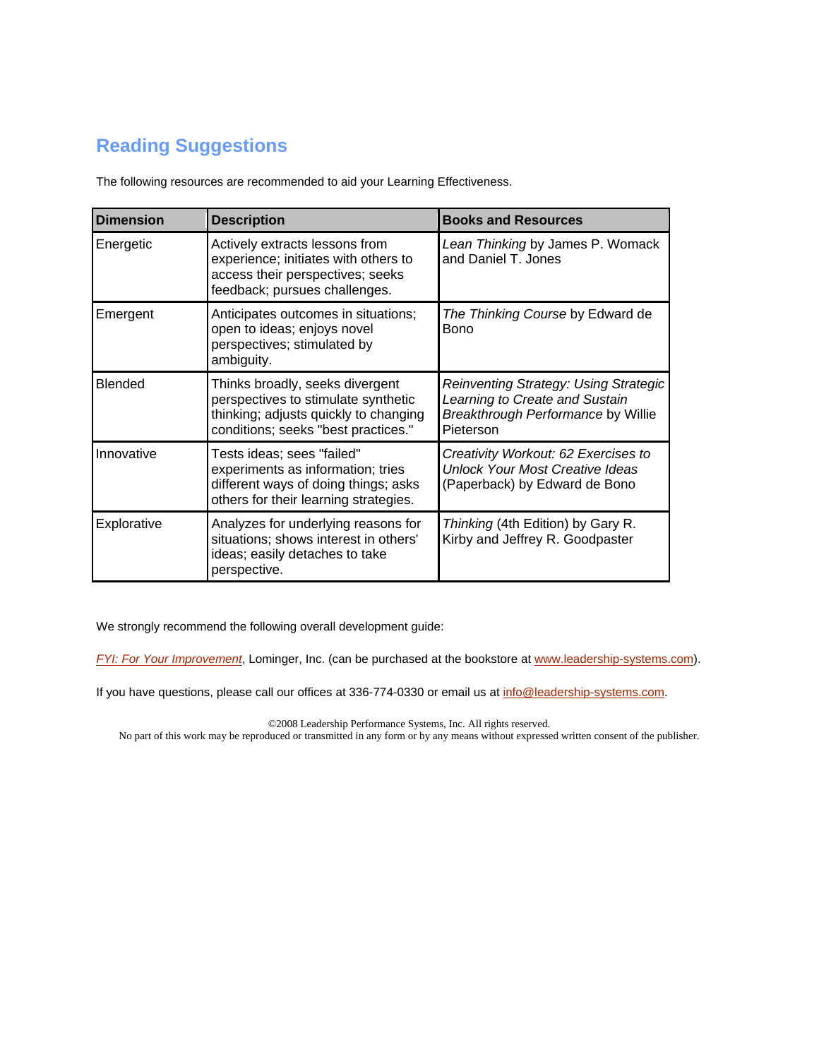## Reading Suggestions

The following resources are recommended to aid your Learning Effectiveness.

| Dimension | Description | Books and Resources |
| --- | --- | --- |
| Energetic | Actively extracts lessons from experience; initiates with others to access their perspectives; seeks feedback; pursues challenges. | *Lean Thinking* by James P. Womack and Daniel T. Jones |
| Emergent | Anticipates outcomes in situations; open to ideas; enjoys novel perspectives; stimulated by ambiguity. | *The Thinking Course* by Edward de Bono |
| Blended | Thinks broadly, seeks divergent perspectives to stimulate synthetic thinking; adjusts quickly to changing conditions; seeks "best practices." | *Reinventing Strategy: Using Strategic Learning to Create and Sustain Breakthrough Performance* by Willie Pieterson |
| Innovative | Tests ideas; sees "failed" experiments as information; tries different ways of doing things; asks others for their learning strategies. | *Creativity Workout: 62 Exercises to Unlock Your Most Creative Ideas* (Paperback) by Edward de Bono |
| Explorative | Analyzes for underlying reasons for situations; shows interest in others' ideas; easily detaches to take perspective. | *Thinking* (4th Edition) by Gary R. Kirby and Jeffrey R. Goodpaster |

We strongly recommend the following overall development guide:

*FYI: For Your Improvement*, Lominger, Inc. (can be purchased at the bookstore at www.leadership-systems.com).

If you have questions, please call our offices at 336-774-0330 or email us at info@leadership-systems.com.

©2008 Leadership Performance Systems, Inc. All rights reserved.
No part of this work may be reproduced or transmitted in any form or by any means without expressed written consent of the publisher.